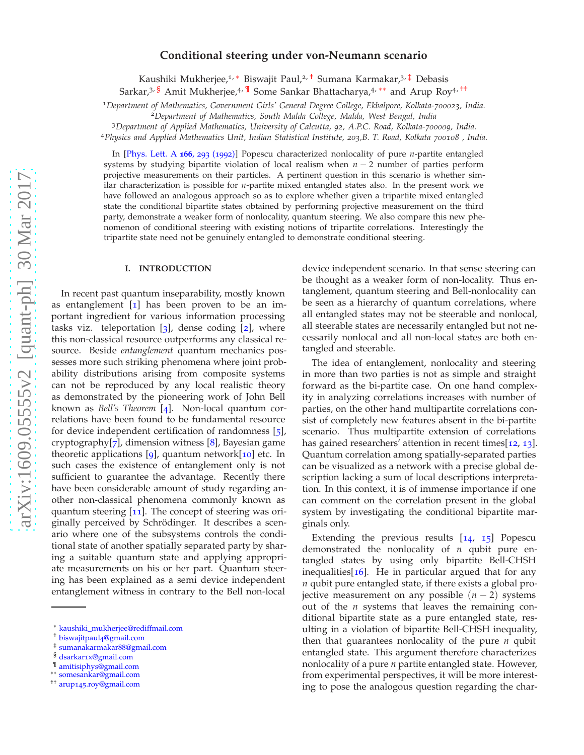# Conditional steering under von-Neumann scenario

Kaushiki Mukherjee,[1,*] Biswajit Paul,[2,†] Sumana Karmakar,[3,‡] Debasis Sarkar,[3,§] Amit Mukherjee,[4,¶] Some Sankar Bhattacharya,[4,**] and Arup Roy[4,††]

[1]*Department of Mathematics, Government Girls' General Degree College, Ekbalpore, Kolkata-700023, India.*
[2]*Department of Mathematics, South Malda College, Malda, West Bengal, India*
[3]*Department of Applied Mathematics, University of Calcutta, 92, A.P.C. Road, Kolkata-700009, India.*
[4]*Physics and Applied Mathematics Unit, Indian Statistical Institute, 203,B. T. Road, Kolkata 700108 , India.*

In [Phys. Lett. A **166**, 293 (1992)] Popescu characterized nonlocality of pure $n$-partite entangled systems by studying bipartite violation of local realism when $n-2$ number of parties perform projective measurements on their particles. A pertinent question in this scenario is whether similar characterization is possible for $n$-partite mixed entangled states also. In the present work we have followed an analogous approach so as to explore whether given a tripartite mixed entangled state the conditional bipartite states obtained by performing projective measurement on the third party, demonstrate a weaker form of nonlocality, quantum steering. We also compare this new phenomenon of conditional steering with existing notions of tripartite correlations. Interestingly the tripartite state need not be genuinely entangled to demonstrate conditional steering.

## I. INTRODUCTION

In recent past quantum inseparability, mostly known as entanglement [1] has been proven to be an important ingredient for various information processing tasks viz. teleportation [3], dense coding [2], where this non-classical resource outperforms any classical resource. Beside *entanglement* quantum mechanics possesses more such striking phenomena where joint probability distributions arising from composite systems can not be reproduced by any local realistic theory as demonstrated by the pioneering work of John Bell known as *Bell's Theorem* [4]. Non-local quantum correlations have been found to be fundamental resource for device independent certification of randomness [5], cryptography[7], dimension witness [8], Bayesian game theoretic applications [9], quantum network[10] etc. In such cases the existence of entanglement only is not sufficient to guarantee the advantage. Recently there have been considerable amount of study regarding another non-classical phenomena commonly known as quantum steering [11]. The concept of steering was originally perceived by Schrödinger. It describes a scenario where one of the subsystems controls the conditional state of another spatially separated party by sharing a suitable quantum state and applying appropriate measurements on his or her part. Quantum steering has been explained as a semi device independent entanglement witness in contrary to the Bell non-local device independent scenario. In that sense steering can be thought as a weaker form of non-locality. Thus entanglement, quantum steering and Bell-nonlocality can be seen as a hierarchy of quantum correlations, where all entangled states may not be steerable and nonlocal, all steerable states are necessarily entangled but not necessarily nonlocal and all non-local states are both entangled and steerable.

The idea of entanglement, nonlocality and steering in more than two parties is not as simple and straight forward as the bi-partite case. On one hand complexity in analyzing correlations increases with number of parties, on the other hand multipartite correlations consist of completely new features absent in the bi-partite scenario. Thus multipartite extension of correlations has gained researchers' attention in recent times[12, 13]. Quantum correlation among spatially-separated parties can be visualized as a network with a precise global description lacking a sum of local descriptions interpretation. In this context, it is of immense importance if one can comment on the correlation present in the global system by investigating the conditional bipartite marginals only.

Extending the previous results [14, 15] Popescu demonstrated the nonlocality of $n$ qubit pure entangled states by using only bipartite Bell-CHSH inequalities[16]. He in particular argued that for any $n$ qubit pure entangled state, if there exists a global projective measurement on any possible $(n-2)$ systems out of the $n$ systems that leaves the remaining conditional bipartite state as a pure entangled state, resulting in a violation of bipartite Bell-CHSH inequality, then that guarantees nonlocality of the pure $n$ qubit entangled state. This argument therefore characterizes nonlocality of a pure $n$ partite entangled state. However, from experimental perspectives, it will be more interesting to pose the analogous question regarding the char-

* kaushiki_mukherjee@rediffmail.com
† biswajitpaul4@gmail.com
‡ sumanakarmakar88@gmail.com
§ dsarkar1x@gmail.com
¶ amitisiphys@gmail.com
** somesankar@gmail.com
†† arup145.roy@gmail.com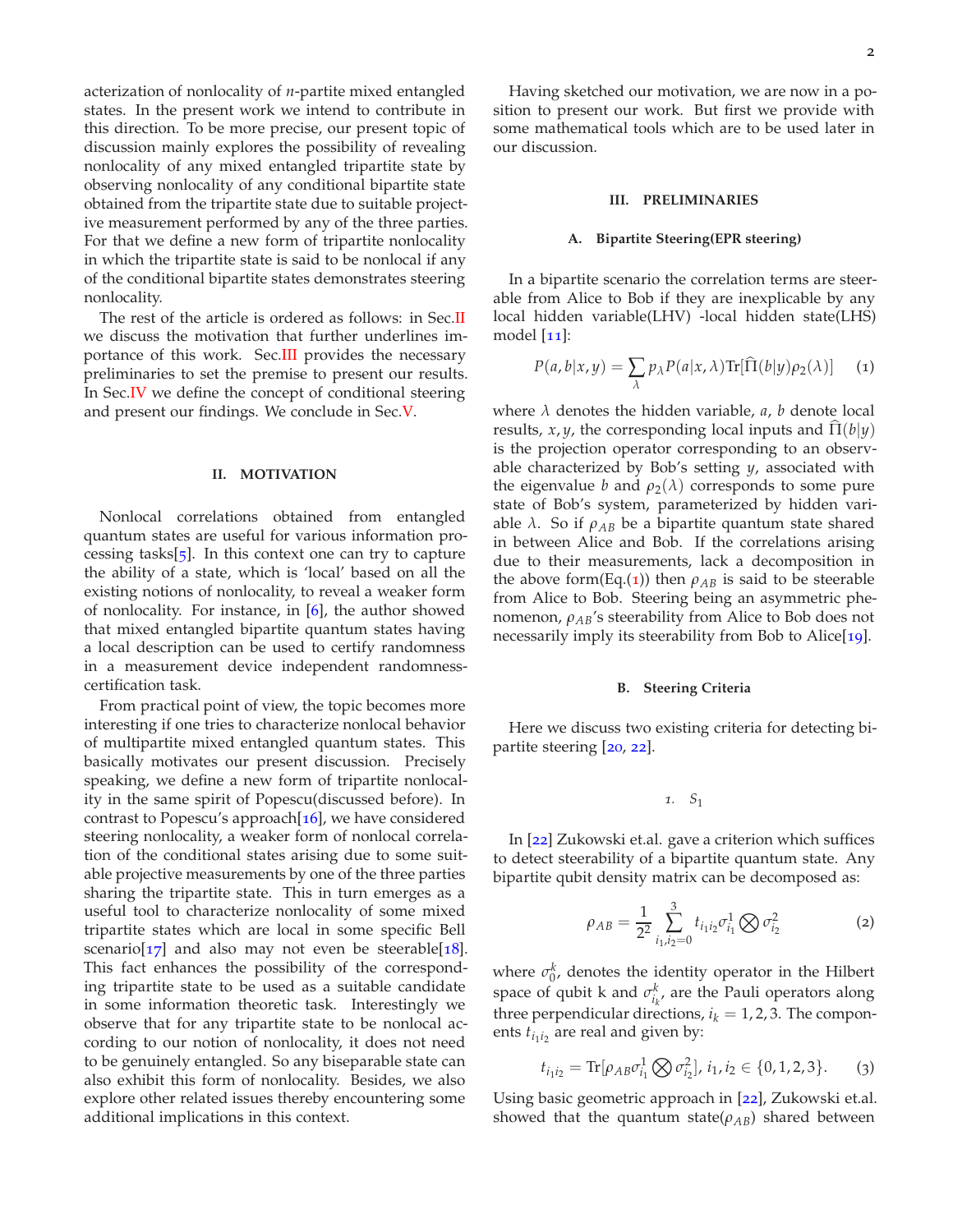acterization of nonlocality of $n$-partite mixed entangled states. In the present work we intend to contribute in this direction. To be more precise, our present topic of discussion mainly explores the possibility of revealing nonlocality of any mixed entangled tripartite state by observing nonlocality of any conditional bipartite state obtained from the tripartite state due to suitable projective measurement performed by any of the three parties. For that we define a new form of tripartite nonlocality in which the tripartite state is said to be nonlocal if any of the conditional bipartite states demonstrates steering nonlocality.

The rest of the article is ordered as follows: in Sec.II we discuss the motivation that further underlines importance of this work. Sec.III provides the necessary preliminaries to set the premise to present our results. In Sec.IV we define the concept of conditional steering and present our findings. We conclude in Sec.V.

## II. MOTIVATION

Nonlocal correlations obtained from entangled quantum states are useful for various information processing tasks[5]. In this context one can try to capture the ability of a state, which is 'local' based on all the existing notions of nonlocality, to reveal a weaker form of nonlocality. For instance, in [6], the author showed that mixed entangled bipartite quantum states having a local description can be used to certify randomness in a measurement device independent randomness-certification task.

From practical point of view, the topic becomes more interesting if one tries to characterize nonlocal behavior of multipartite mixed entangled quantum states. This basically motivates our present discussion. Precisely speaking, we define a new form of tripartite nonlocality in the same spirit of Popescu(discussed before). In contrast to Popescu's approach[16], we have considered steering nonlocality, a weaker form of nonlocal correlation of the conditional states arising due to some suitable projective measurements by one of the three parties sharing the tripartite state. This in turn emerges as a useful tool to characterize nonlocality of some mixed tripartite states which are local in some specific Bell scenario[17] and also may not even be steerable[18]. This fact enhances the possibility of the corresponding tripartite state to be used as a suitable candidate in some information theoretic task. Interestingly we observe that for any tripartite state to be nonlocal according to our notion of nonlocality, it does not need to be genuinely entangled. So any biseparable state can also exhibit this form of nonlocality. Besides, we also explore other related issues thereby encountering some additional implications in this context.

Having sketched our motivation, we are now in a position to present our work. But first we provide with some mathematical tools which are to be used later in our discussion.

## III. PRELIMINARIES

### A. Bipartite Steering(EPR steering)

In a bipartite scenario the correlation terms are steerable from Alice to Bob if they are inexplicable by any local hidden variable(LHV) -local hidden state(LHS) model [11]:

$$P(a,b|x,y) = \sum_{\lambda} p_{\lambda} P(a|x,\lambda) \mathrm{Tr}[\widehat{\Pi}(b|y)\rho_2(\lambda)] \quad (1)$$

where $\lambda$ denotes the hidden variable, $a$, $b$ denote local results, $x, y$, the corresponding local inputs and $\widehat{\Pi}(b|y)$ is the projection operator corresponding to an observable characterized by Bob's setting $y$, associated with the eigenvalue $b$ and $\rho_2(\lambda)$ corresponds to some pure state of Bob's system, parameterized by hidden variable $\lambda$. So if $\rho_{AB}$ be a bipartite quantum state shared in between Alice and Bob. If the correlations arising due to their measurements, lack a decomposition in the above form(Eq.(1)) then $\rho_{AB}$ is said to be steerable from Alice to Bob. Steering being an asymmetric phenomenon, $\rho_{AB}$'s steerability from Alice to Bob does not necessarily imply its steerability from Bob to Alice[19].

### B. Steering Criteria

Here we discuss two existing criteria for detecting bipartite steering [20, 22].

#### 1. $S_1$

In [22] Zukowski et.al. gave a criterion which suffices to detect steerability of a bipartite quantum state. Any bipartite qubit density matrix can be decomposed as:

$$\rho_{AB} = \frac{1}{2^2} \sum_{i_1,i_2=0}^{3} t_{i_1 i_2} \sigma^1_{i_1} \bigotimes \sigma^2_{i_2} \quad (2)$$

where $\sigma^k_0$, denotes the identity operator in the Hilbert space of qubit k and $\sigma^k_{i_k}$, are the Pauli operators along three perpendicular directions, $i_k = 1, 2, 3$. The components $t_{i_1 i_2}$ are real and given by:

$$t_{i_1 i_2} = \mathrm{Tr}[\rho_{AB} \sigma^1_{i_1} \bigotimes \sigma^2_{i_2}],\; i_1, i_2 \in \{0, 1, 2, 3\}. \quad (3)$$

Using basic geometric approach in [22], Zukowski et.al. showed that the quantum state($\rho_{AB}$) shared between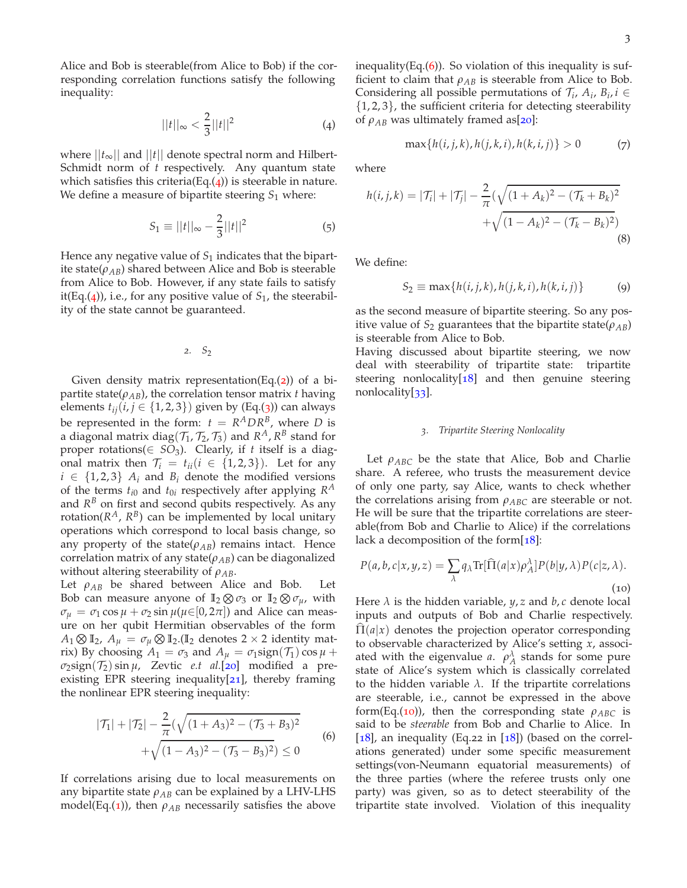Alice and Bob is steerable(from Alice to Bob) if the corresponding correlation functions satisfy the following inequality:

$$||t||_\infty < \frac{2}{3}||t||^2 \tag{4}$$

where $||t_\infty||$ and $||t||$ denote spectral norm and Hilbert-Schmidt norm of $t$ respectively. Any quantum state which satisfies this criteria(Eq.(4)) is steerable in nature. We define a measure of bipartite steering $S_1$ where:

$$S_1 \equiv ||t||_\infty - \frac{2}{3}||t||^2 \tag{5}$$

Hence any negative value of $S_1$ indicates that the bipartite state($\rho_{AB}$) shared between Alice and Bob is steerable from Alice to Bob. However, if any state fails to satisfy it(Eq.(4)), i.e., for any positive value of $S_1$, the steerability of the state cannot be guaranteed.

### 2. $S_2$

Given density matrix representation(Eq.(2)) of a bipartite state($\rho_{AB}$), the correlation tensor matrix $t$ having elements $t_{ij}(i,j \in \{1,2,3\})$ given by (Eq.(3)) can always be represented in the form: $t = R^A D R^B$, where $D$ is a diagonal matrix diag($\mathcal{T}_1, \mathcal{T}_2, \mathcal{T}_3$) and $R^A, R^B$ stand for proper rotations($\in SO_3$). Clearly, if $t$ itself is a diagonal matrix then $\mathcal{T}_i = t_{ii}(i \in \{1,2,3\})$. Let for any $i \in \{1,2,3\}$ $A_i$ and $B_i$ denote the modified versions of the terms $t_{i0}$ and $t_{0i}$ respectively after applying $R^A$ and $R^B$ on first and second qubits respectively. As any rotation($R^A$, $R^B$) can be implemented by local unitary operations which correspond to local basis change, so any property of the state($\rho_{AB}$) remains intact. Hence correlation matrix of any state($\rho_{AB}$) can be diagonalized without altering steerability of $\rho_{AB}$.
Let $\rho_{AB}$ be shared between Alice and Bob. Let Bob can measure anyone of $\mathbb{I}_2 \otimes \sigma_3$ or $\mathbb{I}_2 \otimes \sigma_\mu$, with $\sigma_\mu = \sigma_1 \cos\mu + \sigma_2 \sin\mu (\mu \in [0, 2\pi])$ and Alice can measure on her qubit Hermitian observables of the form $A_1 \otimes \mathbb{I}_2$, $A_\mu = \sigma_\mu \otimes \mathbb{I}_2$.($\mathbb{I}_2$ denotes $2\times 2$ identity matrix) By choosing $A_1 = \sigma_3$ and $A_\mu = \sigma_1 \text{sign}(\mathcal{T}_1)\cos\mu + \sigma_2 \text{sign}(\mathcal{T}_2)\sin\mu$, Zevtic *e.t al.*[20] modified a pre-existing EPR steering inequality[21], thereby framing the nonlinear EPR steering inequality:

$$\begin{aligned}|\mathcal{T}_1| + |\mathcal{T}_2| - \frac{2}{\pi}(&\sqrt{(1+A_3)^2 - (\mathcal{T}_3 + B_3)^2} \\ &+ \sqrt{(1-A_3)^2 - (\mathcal{T}_3 - B_3)^2}) \leq 0\end{aligned} \tag{6}$$

If correlations arising due to local measurements on any bipartite state $\rho_{AB}$ can be explained by a LHV-LHS model(Eq.(1)), then $\rho_{AB}$ necessarily satisfies the above inequality(Eq.(6)). So violation of this inequality is sufficient to claim that $\rho_{AB}$ is steerable from Alice to Bob. Considering all possible permutations of $\mathcal{T}_i$, $A_i$, $B_i, i \in \{1,2,3\}$, the sufficient criteria for detecting steerability of $\rho_{AB}$ was ultimately framed as[20]:

$$\max\{h(i,j,k), h(j,k,i), h(k,i,j)\} > 0 \tag{7}$$

where

$$\begin{aligned}h(i,j,k) = |\mathcal{T}_i| + |\mathcal{T}_j| - \frac{2}{\pi}(&\sqrt{(1+A_k)^2 - (\mathcal{T}_k + B_k)^2} \\ &+ \sqrt{(1-A_k)^2 - (\mathcal{T}_k - B_k)^2})\end{aligned} \tag{8}$$

We define:

$$S_2 \equiv \max\{h(i,j,k), h(j,k,i), h(k,i,j)\} \tag{9}$$

as the second measure of bipartite steering. So any positive value of $S_2$ guarantees that the bipartite state($\rho_{AB}$) is steerable from Alice to Bob.
Having discussed about bipartite steering, we now deal with steerability of tripartite state: tripartite steering nonlocality[18] and then genuine steering nonlocality[33].

### 3. *Tripartite Steering Nonlocality*

Let $\rho_{ABC}$ be the state that Alice, Bob and Charlie share. A referee, who trusts the measurement device of only one party, say Alice, wants to check whether the correlations arising from $\rho_{ABC}$ are steerable or not. He will be sure that the tripartite correlations are steerable(from Bob and Charlie to Alice) if the correlations lack a decomposition of the form[18]:

$$P(a,b,c|x,y,z) = \sum_\lambda q_\lambda \text{Tr}[\widehat{\Pi}(a|x)\rho_A^\lambda]P(b|y,\lambda)P(c|z,\lambda). \tag{10}$$

Here $\lambda$ is the hidden variable, $y, z$ and $b, c$ denote local inputs and outputs of Bob and Charlie respectively. $\widehat{\Pi}(a|x)$ denotes the projection operator corresponding to observable characterized by Alice's setting $x$, associated with the eigenvalue $a$. $\rho_A^\lambda$ stands for some pure state of Alice's system which is classically correlated to the hidden variable $\lambda$. If the tripartite correlations are steerable, i.e., cannot be expressed in the above form(Eq.(10)), then the corresponding state $\rho_{ABC}$ is said to be *steerable* from Bob and Charlie to Alice. In [18], an inequality (Eq.22 in [18]) (based on the correlations generated) under some specific measurement settings(von-Neumann equatorial measurements) of the three parties (where the referee trusts only one party) was given, so as to detect steerability of the tripartite state involved. Violation of this inequality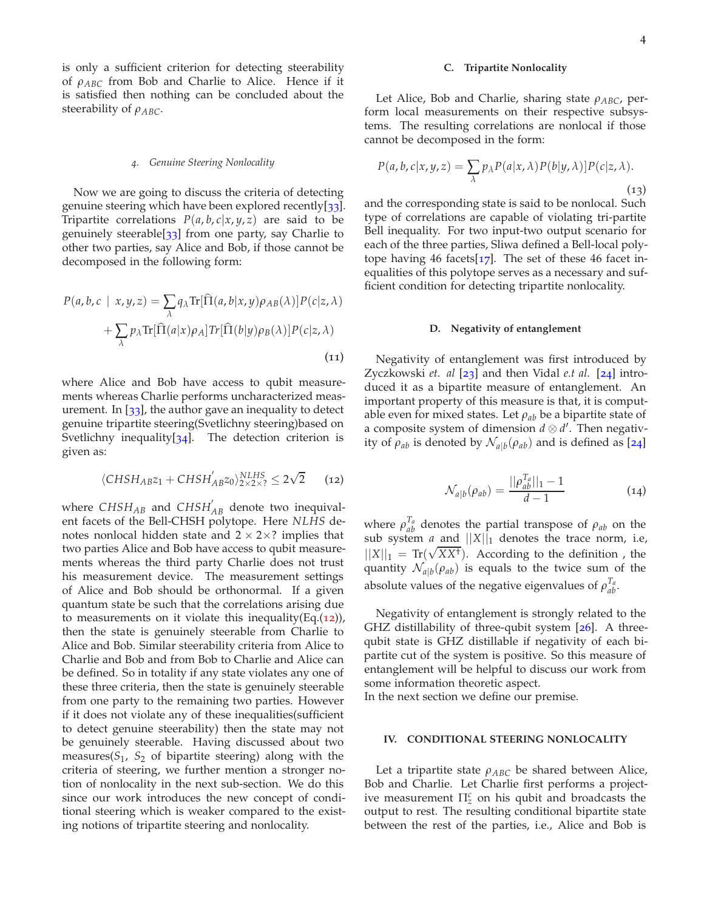is only a sufficient criterion for detecting steerability of $\rho_{ABC}$ from Bob and Charlie to Alice. Hence if it is satisfied then nothing can be concluded about the steerability of $\rho_{ABC}$.

#### 4. Genuine Steering Nonlocality

Now we are going to discuss the criteria of detecting genuine steering which have been explored recently[33]. Tripartite correlations $P(a,b,c|x,y,z)$ are said to be genuinely steerable[33] from one party, say Charlie to other two parties, say Alice and Bob, if those cannot be decomposed in the following form:

$$P(a,b,c \mid x,y,z) = \sum_{\lambda} q_{\lambda} \mathrm{Tr}[\widehat{\Pi}(a,b|x,y)\rho_{AB}(\lambda)]P(c|z,\lambda) + \sum_{\lambda} p_{\lambda} \mathrm{Tr}[\widehat{\Pi}(a|x)\rho_A] Tr[\widehat{\Pi}(b|y)\rho_B(\lambda)]P(c|z,\lambda) \tag{11}$$

where Alice and Bob have access to qubit measurements whereas Charlie performs uncharacterized measurement. In [33], the author gave an inequality to detect genuine tripartite steering(Svetlichny steering)based on Svetlichny inequality[34]. The detection criterion is given as:

$$\langle CHSH_{AB}z_1 + CHSH^{'}_{AB}z_0\rangle^{NLHS}_{2\times 2\times ?} \leq 2\sqrt{2} \tag{12}$$

where $CHSH_{AB}$ and $CHSH^{'}_{AB}$ denote two inequivalent facets of the Bell-CHSH polytope. Here $NLHS$ denotes nonlocal hidden state and $2\times 2\times ?$ implies that two parties Alice and Bob have access to qubit measurements whereas the third party Charlie does not trust his measurement device. The measurement settings of Alice and Bob should be orthonormal. If a given quantum state be such that the correlations arising due to measurements on it violate this inequality(Eq.(12)), then the state is genuinely steerable from Charlie to Alice and Bob. Similar steerability criteria from Alice to Charlie and Bob and from Bob to Charlie and Alice can be defined. So in totality if any state violates any one of these three criteria, then the state is genuinely steerable from one party to the remaining two parties. However if it does not violate any of these inequalities(sufficient to detect genuine steerability) then the state may not be genuinely steerable. Having discussed about two measures($S_1$, $S_2$ of bipartite steering) along with the criteria of steering, we further mention a stronger notion of nonlocality in the next sub-section. We do this since our work introduces the new concept of conditional steering which is weaker compared to the existing notions of tripartite steering and nonlocality.

### C. Tripartite Nonlocality

Let Alice, Bob and Charlie, sharing state $\rho_{ABC}$, perform local measurements on their respective subsystems. The resulting correlations are nonlocal if those cannot be decomposed in the form:

$$P(a,b,c|x,y,z) = \sum_{\lambda} p_{\lambda} P(a|x,\lambda)P(b|y,\lambda)]P(c|z,\lambda). \tag{13}$$

and the corresponding state is said to be nonlocal. Such type of correlations are capable of violating tri-partite Bell inequality. For two input-two output scenario for each of the three parties, Sliwa defined a Bell-local polytope having 46 facets[17]. The set of these 46 facet inequalities of this polytope serves as a necessary and sufficient condition for detecting tripartite nonlocality.

### D. Negativity of entanglement

Negativity of entanglement was first introduced by Zyczkowski *et. al* [23] and then Vidal *e.t al.* [24] introduced it as a bipartite measure of entanglement. An important property of this measure is that, it is computable even for mixed states. Let $\rho_{ab}$ be a bipartite state of a composite system of dimension $d\otimes d'$. Then negativity of $\rho_{ab}$ is denoted by $\mathcal{N}_{a|b}(\rho_{ab})$ and is defined as [24]

$$\mathcal{N}_{a|b}(\rho_{ab}) = \frac{||\rho_{ab}^{T_a}||_1 - 1}{d-1} \tag{14}$$

where $\rho_{ab}^{T_a}$ denotes the partial transpose of $\rho_{ab}$ on the sub system $a$ and $||X||_1$ denotes the trace norm, i.e, $||X||_1 = \mathrm{Tr}(\sqrt{XX^{\dagger}})$. According to the definition , the quantity $\mathcal{N}_{a|b}(\rho_{ab})$ is equals to the twice sum of the absolute values of the negative eigenvalues of $\rho_{ab}^{T_a}$.

Negativity of entanglement is strongly related to the GHZ distillability of three-qubit system [26]. A three-qubit state is GHZ distillable if negativity of each bipartite cut of the system is positive. So this measure of entanglement will be helpful to discuss our work from some information theoretic aspect.
In the next section we define our premise.

## IV. CONDITIONAL STEERING NONLOCALITY

Let a tripartite state $\rho_{ABC}$ be shared between Alice, Bob and Charlie. Let Charlie first performs a projective measurement $\Pi^c_z$ on his qubit and broadcasts the output to rest. The resulting conditional bipartite state between the rest of the parties, i.e., Alice and Bob is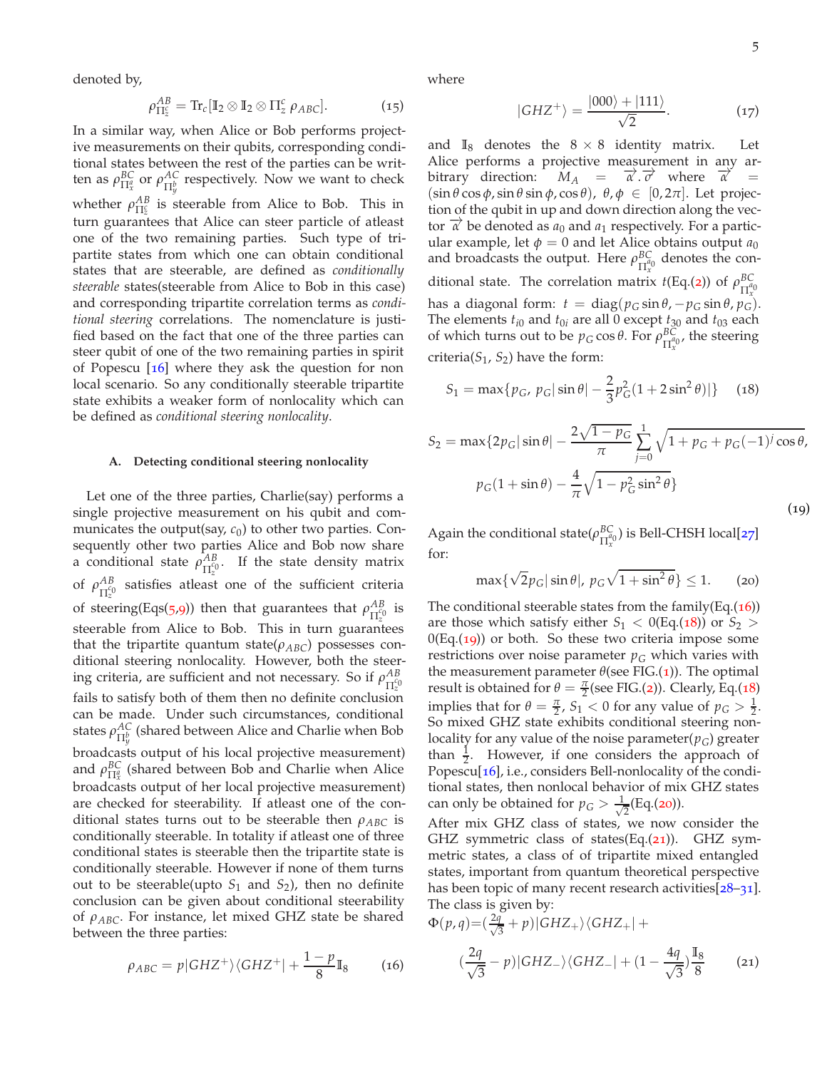denoted by,

$$\rho^{AB}_{\Pi^c_z} = \text{Tr}_c[\mathbb{I}_2 \otimes \mathbb{I}_2 \otimes \Pi^c_z\, \rho_{ABC}]. \tag{15}$$

In a similar way, when Alice or Bob performs projective measurements on their qubits, corresponding conditional states between the rest of the parties can be written as $\rho^{BC}_{\Pi^a_x}$ or $\rho^{AC}_{\Pi^b_y}$ respectively. Now we want to check whether $\rho^{AB}_{\Pi^c_z}$ is steerable from Alice to Bob. This in turn guarantees that Alice can steer particle of atleast one of the two remaining parties. Such type of tripartite states from which one can obtain conditional states that are steerable, are defined as *conditionally steerable* states(steerable from Alice to Bob in this case) and corresponding tripartite correlation terms as *conditional steering* correlations. The nomenclature is justified based on the fact that one of the three parties can steer qubit of one of the two remaining parties in spirit of Popescu [16] where they ask the question for non local scenario. So any conditionally steerable tripartite state exhibits a weaker form of nonlocality which can be defined as *conditional steering nonlocality*.

### A. Detecting conditional steering nonlocality

Let one of the three parties, Charlie(say) performs a single projective measurement on his qubit and communicates the output(say, $c_0$) to other two parties. Consequently other two parties Alice and Bob now share a conditional state $\rho^{AB}_{\Pi^{c_0}_z}$. If the state density matrix of $\rho^{AB}_{\Pi^{c_0}_z}$ satisfies atleast one of the sufficient criteria of steering(Eqs(5,9)) then that guarantees that $\rho^{AB}_{\Pi^{c_0}_z}$ is steerable from Alice to Bob. This in turn guarantees that the tripartite quantum state($\rho_{ABC}$) possesses conditional steering nonlocality. However, both the steering criteria, are sufficient and not necessary. So if $\rho^{AB}_{\Pi^{c_0}_z}$ fails to satisfy both of them then no definite conclusion can be made. Under such circumstances, conditional states $\rho^{AC}_{\Pi^b_y}$ (shared between Alice and Charlie when Bob broadcasts output of his local projective measurement) and $\rho^{BC}_{\Pi^a_x}$ (shared between Bob and Charlie when Alice broadcasts output of her local projective measurement) are checked for steerability. If atleast one of the conditional states turns out to be steerable then $\rho_{ABC}$ is conditionally steerable. In totality if atleast one of three conditional states is steerable then the tripartite state is conditionally steerable. However if none of them turns out to be steerable(upto $S_1$ and $S_2$), then no definite conclusion can be given about conditional steerability of $\rho_{ABC}$. For instance, let mixed GHZ state be shared between the three parties:

$$\rho_{ABC} = p|GHZ^+\rangle\langle GHZ^+| + \frac{1-p}{8}\mathbb{I}_8 \tag{16}$$

where

$$|GHZ^+\rangle = \frac{|000\rangle + |111\rangle}{\sqrt{2}}. \tag{17}$$

and $\mathbb{I}_8$ denotes the $8\times 8$ identity matrix. Let Alice performs a projective measurement in any arbitrary direction: $M_A = \vec{\alpha}.\vec{\sigma}$ where $\vec{\alpha} = (\sin\theta\cos\phi, \sin\theta\sin\phi, \cos\theta)$, $\theta, \phi \in [0, 2\pi]$. Let projection of the qubit in up and down direction along the vector $\vec{\alpha}$ be denoted as $a_0$ and $a_1$ respectively. For a particular example, let $\phi = 0$ and let Alice obtains output $a_0$ and broadcasts the output. Here $\rho^{BC}_{\Pi^{a_0}_x}$ denotes the conditional state. The correlation matrix $t$(Eq.(2)) of $\rho^{BC}_{\Pi^{a_0}_x}$ has a diagonal form: $t = \text{diag}(p_G\sin\theta, -p_G\sin\theta, p_G)$. The elements $t_{i0}$ and $t_{0i}$ are all 0 except $t_{30}$ and $t_{03}$ each of which turns out to be $p_G\cos\theta$. For $\rho^{BC}_{\Pi^{a_0}_x}$, the steering criteria($S_1$, $S_2$) have the form:

$$S_1 = \max\{p_G,\ p_G|\sin\theta| - \frac{2}{3}p_G^2(1+2\sin^2\theta)|\} \tag{18}$$

$$S_2 = \max\{2p_G|\sin\theta| - \frac{2\sqrt{1-p_G}}{\pi}\sum_{j=0}^{1}\sqrt{1+p_G+p_G(-1)^j\cos\theta},$$
$$p_G(1+\sin\theta) - \frac{4}{\pi}\sqrt{1-p_G^2\sin^2\theta}\} \tag{19}$$

Again the conditional state($\rho^{BC}_{\Pi^{a_0}_x}$) is Bell-CHSH local[27] for:

$$\max\{\sqrt{2}p_G|\sin\theta|,\ p_G\sqrt{1+\sin^2\theta}\} \leq 1. \tag{20}$$

The conditional steerable states from the family(Eq.(16)) are those which satisfy either $S_1 < 0$(Eq.(18)) or $S_2 > 0$(Eq.(19)) or both. So these two criteria impose some restrictions over noise parameter $p_G$ which varies with the measurement parameter $\theta$(see FIG.(1)). The optimal result is obtained for $\theta = \frac{\pi}{2}$(see FIG.(2)). Clearly, Eq.(18) implies that for $\theta = \frac{\pi}{2}$, $S_1 < 0$ for any value of $p_G > \frac{1}{2}$. So mixed GHZ state exhibits conditional steering nonlocality for any value of the noise parameter($p_G$) greater than $\frac{1}{2}$. However, if one considers the approach of Popescu[16], i.e., considers Bell-nonlocality of the conditional states, then nonlocal behavior of mix GHZ states can only be obtained for $p_G > \frac{1}{\sqrt{2}}$(Eq.(20)).

After mix GHZ class of states, we now consider the GHZ symmetric class of states(Eq.(21)). GHZ symmetric states, a class of of tripartite mixed entangled states, important from quantum theoretical perspective has been topic of many recent research activities[28–31]. The class is given by:

$$\Phi(p,q) = (\frac{2q}{\sqrt{3}} + p)|GHZ_+\rangle\langle GHZ_+| +$$
$$(\frac{2q}{\sqrt{3}} - p)|GHZ_-\rangle\langle GHZ_-| + (1 - \frac{4q}{\sqrt{3}})\frac{\mathbb{I}_8}{8} \tag{21}$$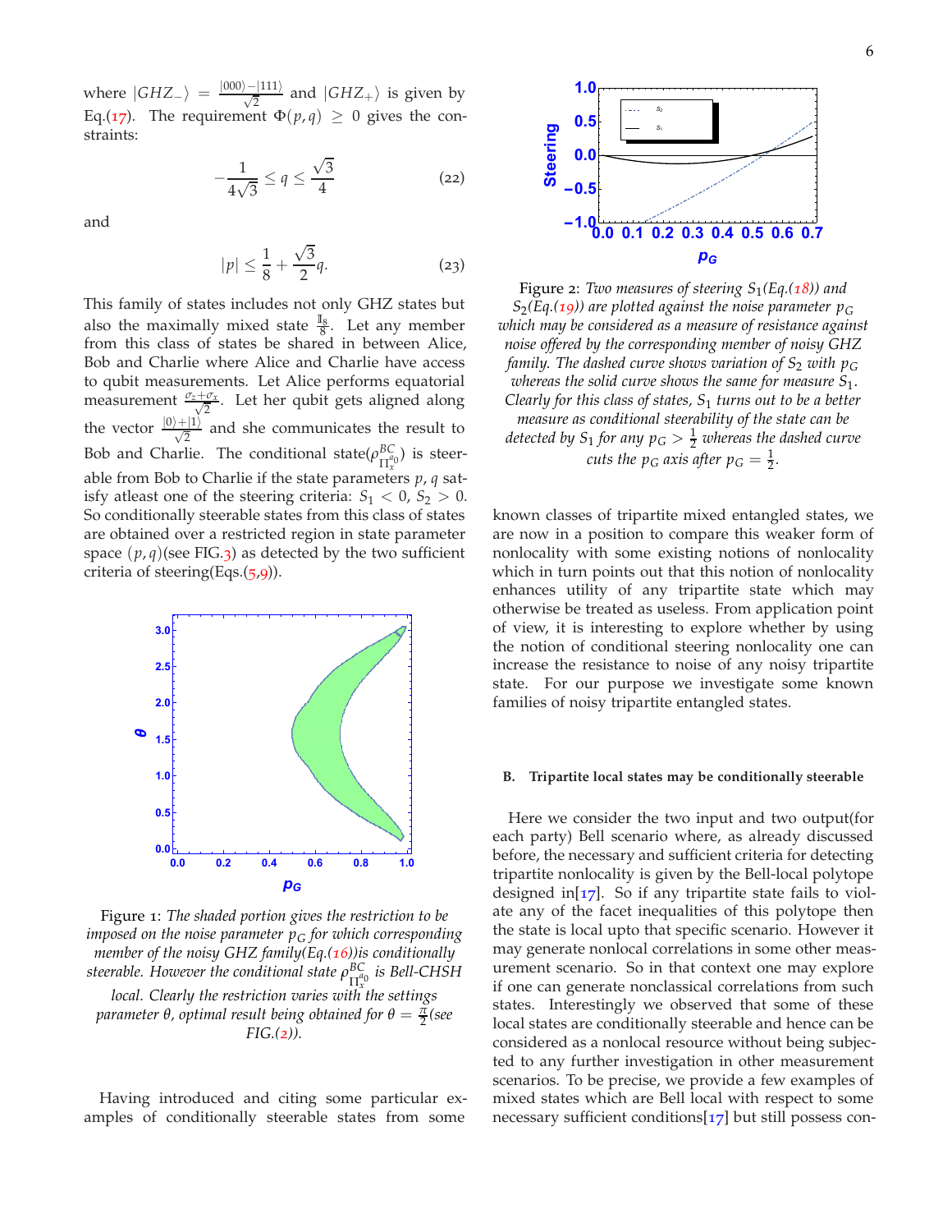where $|GHZ_-\rangle = \frac{|000\rangle - |111\rangle}{\sqrt{2}}$ and $|GHZ_+\rangle$ is given by Eq.(17). The requirement $\Phi(p,q) \geq 0$ gives the constraints:

$$-\frac{1}{4\sqrt{3}} \leq q \leq \frac{\sqrt{3}}{4} \tag{22}$$

and

$$|p| \leq \frac{1}{8} + \frac{\sqrt{3}}{2}q. \tag{23}$$

This family of states includes not only GHZ states but also the maximally mixed state $\frac{\mathbb{I}_8}{8}$. Let any member from this class of states be shared in between Alice, Bob and Charlie where Alice and Charlie have access to qubit measurements. Let Alice performs equatorial measurement $\frac{\sigma_z + \sigma_x}{\sqrt{2}}$. Let her qubit gets aligned along the vector $\frac{|0\rangle + |1\rangle}{\sqrt{2}}$ and she communicates the result to Bob and Charlie. The conditional state($\rho^{BC}_{\Pi^{a_0}_x}$) is steerable from Bob to Charlie if the state parameters $p$, $q$ satisfy atleast one of the steering criteria: $S_1 < 0$, $S_2 > 0$. So conditionally steerable states from this class of states are obtained over a restricted region in state parameter space $(p, q)$(see FIG.3) as detected by the two sufficient criteria of steering(Eqs.(5,9)).

Figure 1: *The shaded portion gives the restriction to be imposed on the noise parameter $p_G$ for which corresponding member of the noisy GHZ family(Eq.(16))is conditionally steerable. However the conditional state $\rho^{BC}_{\Pi^{a_0}_x}$ is Bell-CHSH local. Clearly the restriction varies with the settings parameter $\theta$, optimal result being obtained for $\theta = \frac{\pi}{2}$(see FIG.(2)).*

Having introduced and citing some particular examples of conditionally steerable states from some known classes of tripartite mixed entangled states, we are now in a position to compare this weaker form of nonlocality with some existing notions of nonlocality which in turn points out that this notion of nonlocality enhances utility of any tripartite state which may otherwise be treated as useless. From application point of view, it is interesting to explore whether by using the notion of conditional steering nonlocality one can increase the resistance to noise of any noisy tripartite state. For our purpose we investigate some known families of noisy tripartite entangled states.

Figure 2: *Two measures of steering $S_1$(Eq.(18)) and $S_2$(Eq.(19)) are plotted against the noise parameter $p_G$ which may be considered as a measure of resistance against noise offered by the corresponding member of noisy GHZ family. The dashed curve shows variation of $S_2$ with $p_G$ whereas the solid curve shows the same for measure $S_1$. Clearly for this class of states, $S_1$ turns out to be a better measure as conditional steerability of the state can be detected by $S_1$ for any $p_G > \frac{1}{2}$ whereas the dashed curve cuts the $p_G$ axis after $p_G = \frac{1}{2}$.*

### B. Tripartite local states may be conditionally steerable

Here we consider the two input and two output(for each party) Bell scenario where, as already discussed before, the necessary and sufficient criteria for detecting tripartite nonlocality is given by the Bell-local polytope designed in[17]. So if any tripartite state fails to violate any of the facet inequalities of this polytope then the state is local upto that specific scenario. However it may generate nonlocal correlations in some other measurement scenario. So in that context one may explore if one can generate nonclassical correlations from such states. Interestingly we observed that some of these local states are conditionally steerable and hence can be considered as a nonlocal resource without being subjected to any further investigation in other measurement scenarios. To be precise, we provide a few examples of mixed states which are Bell local with respect to some necessary sufficient conditions[17] but still possess con-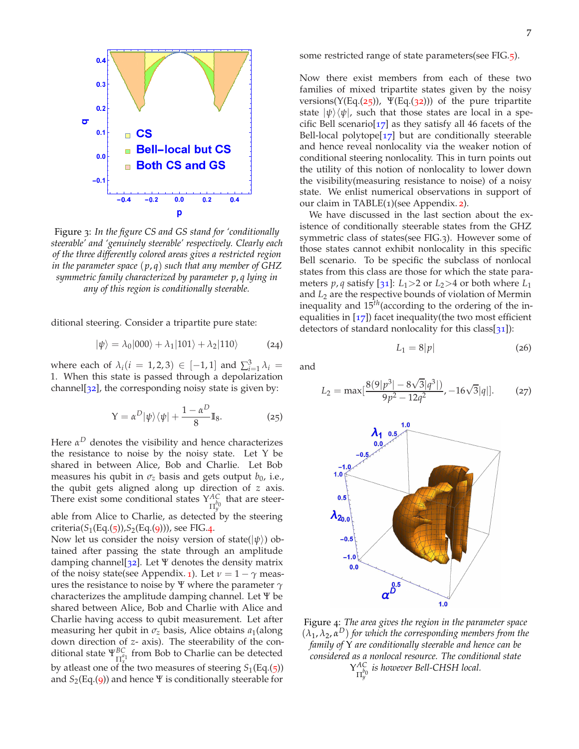Figure 3: *In the figure CS and GS stand for 'conditionally steerable' and 'genuinely steerable' respectively. Clearly each of the three differently colored areas gives a restricted region in the parameter space $(p, q)$ such that any member of GHZ symmetric family characterized by parameter $p, q$ lying in any of this region is conditionally steerable.*

ditional steering. Consider a tripartite pure state:

$$|\psi\rangle = \lambda_0|000\rangle + \lambda_1|101\rangle + \lambda_2|110\rangle \tag{24}$$

where each of $\lambda_i(i = 1, 2, 3) \in [-1, 1]$ and $\sum_{i=1}^{3} \lambda_i = 1$. When this state is passed through a depolarization channel[32], the corresponding noisy state is given by:

$$\Upsilon = \alpha^D|\psi\rangle\langle\psi| + \frac{1-\alpha^D}{8}\mathbb{I}_8. \tag{25}$$

Here $\alpha^D$ denotes the visibility and hence characterizes the resistance to noise by the noisy state. Let $\Upsilon$ be shared in between Alice, Bob and Charlie. Let Bob measures his qubit in $\sigma_z$ basis and gets output $b_0$, i.e., the qubit gets aligned along up direction of $z$ axis. There exist some conditional states $\Upsilon^{AC}_{\Pi_y^{b_0}}$ that are steerable from Alice to Charlie, as detected by the steering criteria($S_1$(Eq.(5)),$S_2$(Eq.(9))), see FIG.4.

Now let us consider the noisy version of state($|\psi\rangle$) obtained after passing the state through an amplitude damping channel[32]. Let $\Psi$ denotes the density matrix of the noisy state(see Appendix. 1). Let $\nu = 1 - \gamma$ measures the resistance to noise by $\Psi$ where the parameter $\gamma$ characterizes the amplitude damping channel. Let $\Psi$ be shared between Alice, Bob and Charlie with Alice and Charlie having access to qubit measurement. Let after measuring her qubit in $\sigma_z$ basis, Alice obtains $a_1$(along down direction of $z$- axis). The steerability of the conditional state $\Psi^{BC}_{\Pi_x^{a_1}}$ from Bob to Charlie can be detected by atleast one of the two measures of steering $S_1$(Eq.(5)) and $S_2$(Eq.(9)) and hence $\Psi$ is conditionally steerable for some restricted range of state parameters(see FIG.5).

Now there exist members from each of these two families of mixed tripartite states given by the noisy versions($\Upsilon$(Eq.(25)), $\Psi$(Eq.(32))) of the pure tripartite state $|\psi\rangle\langle\psi|$, such that those states are local in a specific Bell scenario[17] as they satisfy all 46 facets of the Bell-local polytope[17] but are conditionally steerable and hence reveal nonlocality via the weaker notion of conditional steering nonlocality. This in turn points out the utility of this notion of nonlocality to lower down the visibility(measuring resistance to noise) of a noisy state. We enlist numerical observations in support of our claim in TABLE(1)(see Appendix. 2).

We have discussed in the last section about the existence of conditionally steerable states from the GHZ symmetric class of states(see FIG.3). However some of those states cannot exhibit nonlocality in this specific Bell scenario. To be specific the subclass of nonlocal states from this class are those for which the state parameters $p, q$ satisfy [31]: $L_1 > 2$ or $L_2 > 4$ or both where $L_1$ and $L_2$ are the respective bounds of violation of Mermin inequality and $15^{th}$(according to the ordering of the inequalities in [17]) facet inequality(the two most efficient detectors of standard nonlocality for this class[31]):

$$L_1 = 8|p| \tag{26}$$

and

$$L_2 = \max\left[\frac{8(9|p^3| - 8\sqrt{3}|q^3|)}{9p^2 - 12q^2}, -16\sqrt{3}|q|\right]. \tag{27}$$

Figure 4: *The area gives the region in the parameter space $(\lambda_1, \lambda_2, \alpha^D)$ for which the corresponding members from the family of $\Upsilon$ are conditionally steerable and hence can be considered as a nonlocal resource. The conditional state $\Upsilon^{AC}_{\Pi_y^{b_0}}$ is however Bell-CHSH local.*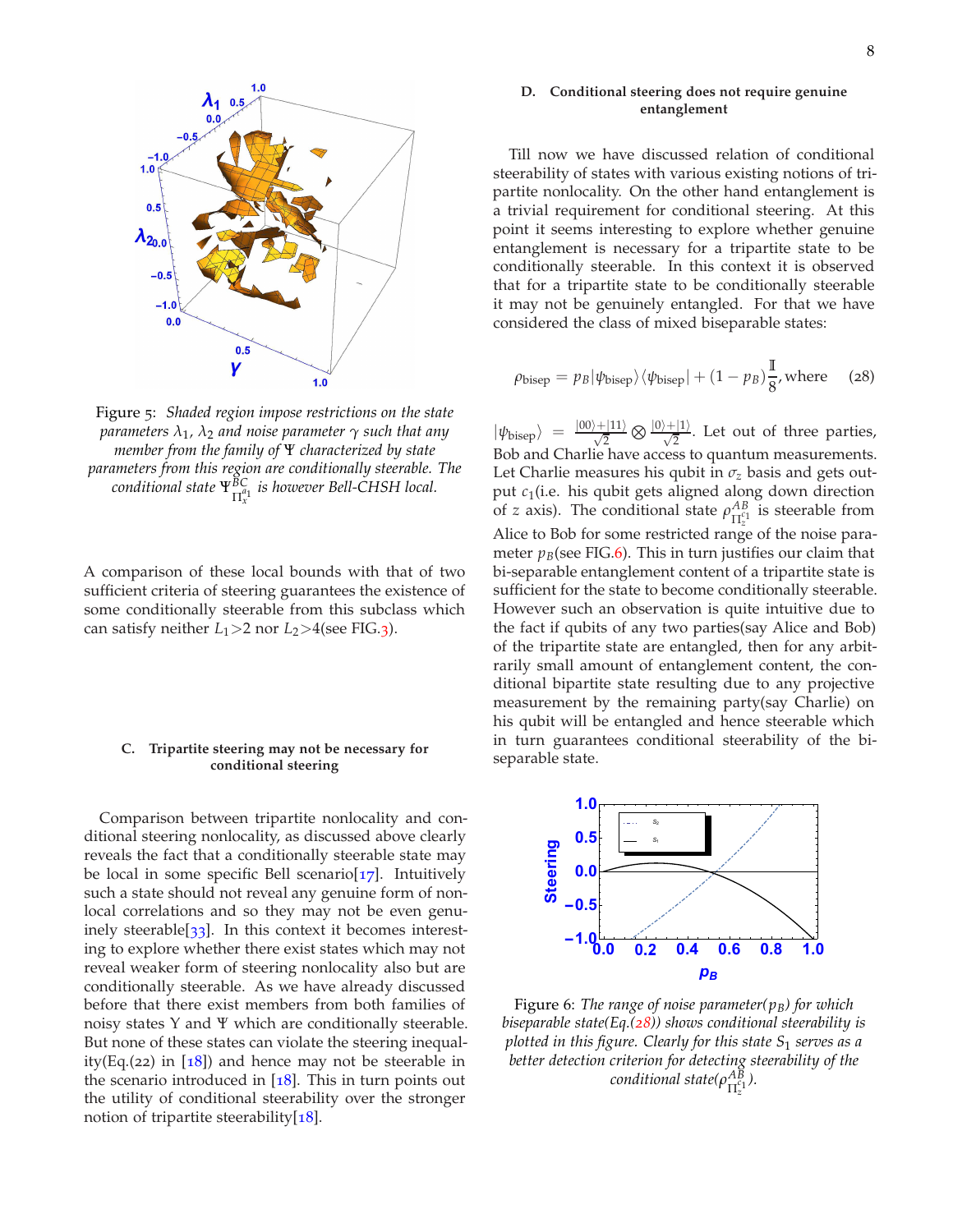Figure 5: *Shaded region impose restrictions on the state parameters $\lambda_1$, $\lambda_2$ and noise parameter $\gamma$ such that any member from the family of $\Psi$ characterized by state parameters from this region are conditionally steerable. The conditional state $\Psi^{BC}_{\Pi^{a_1}_x}$ is however Bell-CHSH local.*

A comparison of these local bounds with that of two sufficient criteria of steering guarantees the existence of some conditionally steerable from this subclass which can satisfy neither $L_1 > 2$ nor $L_2 > 4$(see FIG.3).

### C. Tripartite steering may not be necessary for conditional steering

Comparison between tripartite nonlocality and conditional steering nonlocality, as discussed above clearly reveals the fact that a conditionally steerable state may be local in some specific Bell scenario[17]. Intuitively such a state should not reveal any genuine form of nonlocal correlations and so they may not be even genuinely steerable[33]. In this context it becomes interesting to explore whether there exist states which may not reveal weaker form of steering nonlocality also but are conditionally steerable. As we have already discussed before that there exist members from both families of noisy states $\Upsilon$ and $\Psi$ which are conditionally steerable. But none of these states can violate the steering inequality(Eq.(22) in [18]) and hence may not be steerable in the scenario introduced in [18]. This in turn points out the utility of conditional steerability over the stronger notion of tripartite steerability[18].

### D. Conditional steering does not require genuine entanglement

Till now we have discussed relation of conditional steerability of states with various existing notions of tripartite nonlocality. On the other hand entanglement is a trivial requirement for conditional steering. At this point it seems interesting to explore whether genuine entanglement is necessary for a tripartite state to be conditionally steerable. In this context it is observed that for a tripartite state to be conditionally steerable it may not be genuinely entangled. For that we have considered the class of mixed biseparable states:

$$\rho_{\text{bisep}} = p_B|\psi_{\text{bisep}}\rangle\langle\psi_{\text{bisep}}| + (1-p_B)\frac{\mathbb{I}}{8}, \text{where} \quad (28)$$

$|\psi_{\text{bisep}}\rangle = \frac{|00\rangle+|11\rangle}{\sqrt{2}} \otimes \frac{|0\rangle+|1\rangle}{\sqrt{2}}$. Let out of three parties, Bob and Charlie have access to quantum measurements. Let Charlie measures his qubit in $\sigma_z$ basis and gets output $c_1$(i.e. his qubit gets aligned along down direction of $z$ axis). The conditional state $\rho^{AB}_{\Pi^{c_1}_z}$ is steerable from Alice to Bob for some restricted range of the noise parameter $p_B$(see FIG.6). This in turn justifies our claim that bi-separable entanglement content of a tripartite state is sufficient for the state to become conditionally steerable. However such an observation is quite intuitive due to the fact if qubits of any two parties(say Alice and Bob) of the tripartite state are entangled, then for any arbitrarily small amount of entanglement content, the conditional bipartite state resulting due to any projective measurement by the remaining party(say Charlie) on his qubit will be entangled and hence steerable which in turn guarantees conditional steerability of the biseparable state.

Figure 6: *The range of noise parameter($p_B$) for which biseparable state(Eq.(28)) shows conditional steerability is plotted in this figure. Clearly for this state $S_1$ serves as a better detection criterion for detecting steerability of the conditional state($\rho^{AB}_{\Pi^{c_1}_z}$).*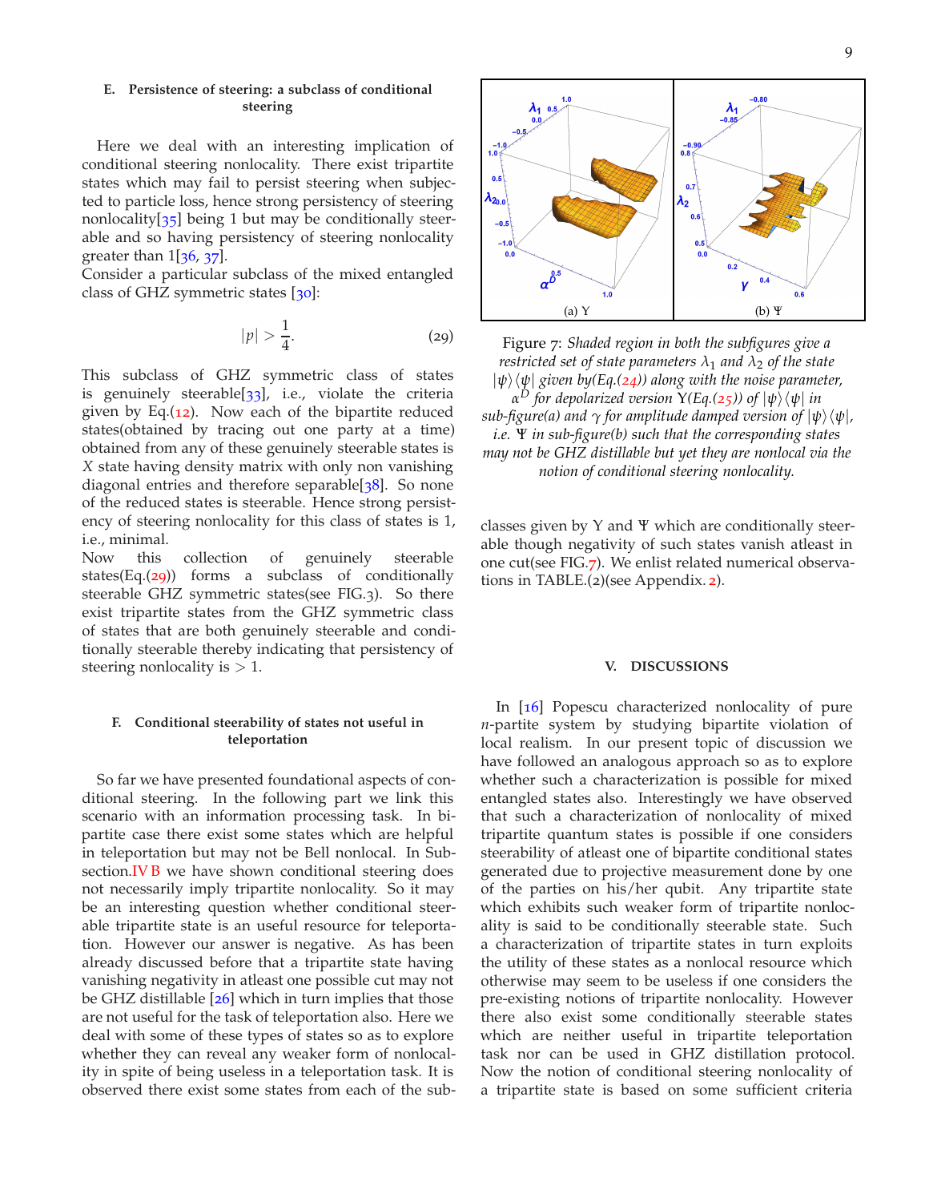### E. Persistence of steering: a subclass of conditional steering

Here we deal with an interesting implication of conditional steering nonlocality. There exist tripartite states which may fail to persist steering when subjected to particle loss, hence strong persistency of steering nonlocality[35] being 1 but may be conditionally steerable and so having persistency of steering nonlocality greater than 1[36, 37].

Consider a particular subclass of the mixed entangled class of GHZ symmetric states [30]:

$$|p| > \frac{1}{4}. \tag{29}$$

This subclass of GHZ symmetric class of states is genuinely steerable[33], i.e., violate the criteria given by Eq.(12). Now each of the bipartite reduced states(obtained by tracing out one party at a time) obtained from any of these genuinely steerable states is $X$ state having density matrix with only non vanishing diagonal entries and therefore separable[38]. So none of the reduced states is steerable. Hence strong persistency of steering nonlocality for this class of states is 1, i.e., minimal.

Now this collection of genuinely steerable states(Eq.(29)) forms a subclass of conditionally steerable GHZ symmetric states(see FIG.3). So there exist tripartite states from the GHZ symmetric class of states that are both genuinely steerable and conditionally steerable thereby indicating that persistency of steering nonlocality is $> 1$.

### F. Conditional steerability of states not useful in teleportation

So far we have presented foundational aspects of conditional steering. In the following part we link this scenario with an information processing task. In bipartite case there exist some states which are helpful in teleportation but may not be Bell nonlocal. In Subsection.IV B we have shown conditional steering does not necessarily imply tripartite nonlocality. So it may be an interesting question whether conditional steerable tripartite state is an useful resource for teleportation. However our answer is negative. As has been already discussed before that a tripartite state having vanishing negativity in atleast one possible cut may not be GHZ distillable [26] which in turn implies that those are not useful for the task of teleportation also. Here we deal with some of these types of states so as to explore whether they can reveal any weaker form of nonlocality in spite of being useless in a teleportation task. It is observed there exist some states from each of the subclasses given by $\Upsilon$ and $\Psi$ which are conditionally steerable though negativity of such states vanish atleast in one cut(see FIG.7). We enlist related numerical observations in TABLE.(2)(see Appendix. 2).

Figure 7: *Shaded region in both the subfigures give a restricted set of state parameters $\lambda_1$ and $\lambda_2$ of the state $|\psi\rangle\langle\psi|$ given by(Eq.(24)) along with the noise parameter, $\alpha^D$ for depolarized version $\Upsilon$(Eq.(25)) of $|\psi\rangle\langle\psi|$ in sub-figure(a) and $\gamma$ for amplitude damped version of $|\psi\rangle\langle\psi|$, i.e. $\Psi$ in sub-figure(b) such that the corresponding states may not be GHZ distillable but yet they are nonlocal via the notion of conditional steering nonlocality.* (a) $\Upsilon$ (b) $\Psi$

## V. DISCUSSIONS

In [16] Popescu characterized nonlocality of pure $n$-partite system by studying bipartite violation of local realism. In our present topic of discussion we have followed an analogous approach so as to explore whether such a characterization is possible for mixed entangled states also. Interestingly we have observed that such a characterization of nonlocality of mixed tripartite quantum states is possible if one considers steerability of atleast one of bipartite conditional states generated due to projective measurement done by one of the parties on his/her qubit. Any tripartite state which exhibits such weaker form of tripartite nonlocality is said to be conditionally steerable state. Such a characterization of tripartite states in turn exploits the utility of these states as a nonlocal resource which otherwise may seem to be useless if one considers the pre-existing notions of tripartite nonlocality. However there also exist some conditionally steerable states which are neither useful in tripartite teleportation task nor can be used in GHZ distillation protocol. Now the notion of conditional steering nonlocality of a tripartite state is based on some sufficient criteria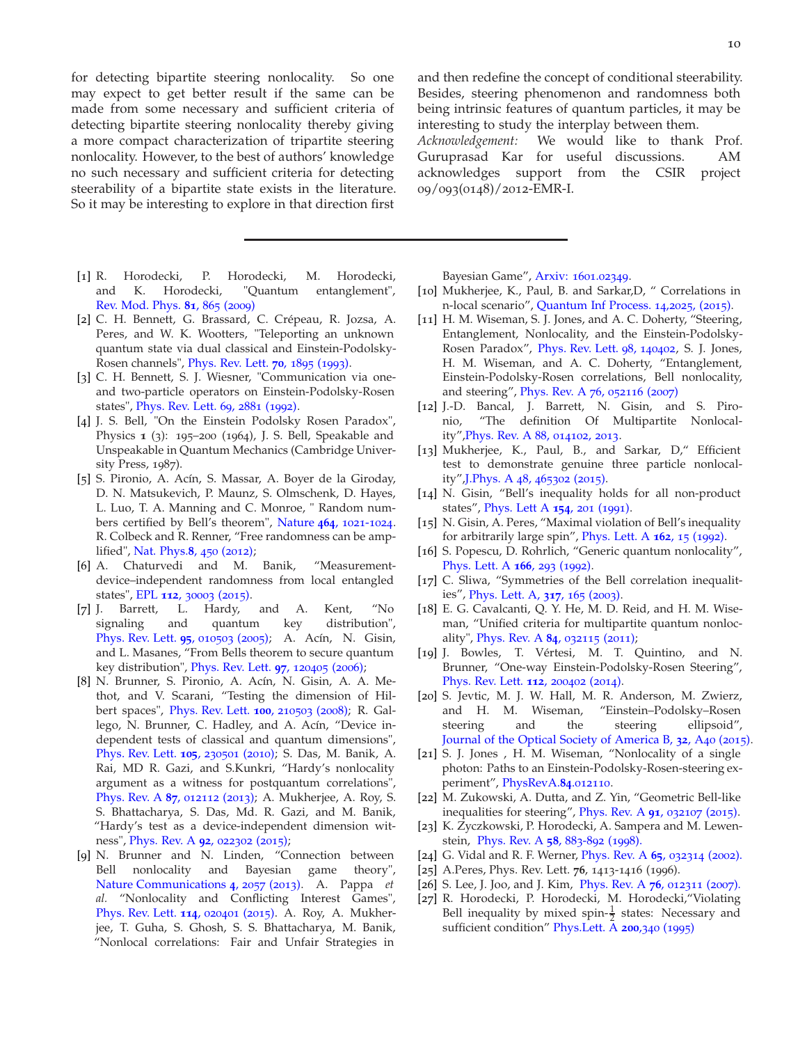for detecting bipartite steering nonlocality. So one may expect to get better result if the same can be made from some necessary and sufficient criteria of detecting bipartite steering nonlocality thereby giving a more compact characterization of tripartite steering nonlocality. However, to the best of authors' knowledge no such necessary and sufficient criteria for detecting steerability of a bipartite state exists in the literature. So it may be interesting to explore in that direction first and then redefine the concept of conditional steerability. Besides, steering phenomenon and randomness both being intrinsic features of quantum particles, it may be interesting to study the interplay between them.

*Acknowledgement:* We would like to thank Prof. Guruprasad Kar for useful discussions. AM acknowledges support from the CSIR project 09/093(0148)/2012-EMR-I.

---

[1] R. Horodecki, P. Horodecki, M. Horodecki, and K. Horodecki, "Quantum entanglement", Rev. Mod. Phys. **81**, 865 (2009)

[2] C. H. Bennett, G. Brassard, C. Crépeau, R. Jozsa, A. Peres, and W. K. Wootters, "Teleporting an unknown quantum state via dual classical and Einstein-Podolsky-Rosen channels", Phys. Rev. Lett. **70**, 1895 (1993).

[3] C. H. Bennett, S. J. Wiesner, "Communication via one- and two-particle operators on Einstein-Podolsky-Rosen states", Phys. Rev. Lett. 69, 2881 (1992).

[4] J. S. Bell, "On the Einstein Podolsky Rosen Paradox", Physics **1** (3): 195–200 (1964), J. S. Bell, Speakable and Unspeakable in Quantum Mechanics (Cambridge University Press, 1987).

[5] S. Pironio, A. Acín, S. Massar, A. Boyer de la Giroday, D. N. Matsukevich, P. Maunz, S. Olmschenk, D. Hayes, L. Luo, T. A. Manning and C. Monroe, " Random numbers certified by Bell's theorem", Nature **464**, 1021-1024. R. Colbeck and R. Renner, "Free randomness can be amplified", Nat. Phys.**8**, 450 (2012);

[6] A. Chaturvedi and M. Banik, "Measurement-device–independent randomness from local entangled states", EPL **112**, 30003 (2015).

[7] J. Barrett, L. Hardy, and A. Kent, "No signaling and quantum key distribution", Phys. Rev. Lett. **95**, 010503 (2005); A. Acín, N. Gisin, and L. Masanes, "From Bells theorem to secure quantum key distribution", Phys. Rev. Lett. **97**, 120405 (2006);

[8] N. Brunner, S. Pironio, A. Acín, N. Gisin, A. A. Methot, and V. Scarani, "Testing the dimension of Hilbert spaces", Phys. Rev. Lett. **100**, 210503 (2008); R. Gallego, N. Brunner, C. Hadley, and A. Acín, "Device independent tests of classical and quantum dimensions", Phys. Rev. Lett. **105**, 230501 (2010); S. Das, M. Banik, A. Rai, MD R. Gazi, and S.Kunkri, "Hardy's nonlocality argument as a witness for postquantum correlations", Phys. Rev. A **87**, 012112 (2013); A. Mukherjee, A. Roy, S. S. Bhattacharya, S. Das, Md. R. Gazi, and M. Banik, "Hardy's test as a device-independent dimension witness", Phys. Rev. A **92**, 022302 (2015);

[9] N. Brunner and N. Linden, "Connection between Bell nonlocality and Bayesian game theory", Nature Communications **4**, 2057 (2013). A. Pappa *et al.* "Nonlocality and Conflicting Interest Games", Phys. Rev. Lett. **114**, 020401 (2015). A. Roy, A. Mukherjee, T. Guha, S. Ghosh, S. S. Bhattacharya, M. Banik, "Nonlocal correlations: Fair and Unfair Strategies in Bayesian Game", Arxiv: 1601.02349.

[10] Mukherjee, K., Paul, B. and Sarkar,D, " Correlations in n-local scenario", Quantum Inf Process. 14,2025, (2015).

[11] H. M. Wiseman, S. J. Jones, and A. C. Doherty, "Steering, Entanglement, Nonlocality, and the Einstein-Podolsky-Rosen Paradox", Phys. Rev. Lett. 98, 140402, S. J. Jones, H. M. Wiseman, and A. C. Doherty, "Entanglement, Einstein-Podolsky-Rosen correlations, Bell nonlocality, and steering", Phys. Rev. A 76, 052116 (2007)

[12] J.-D. Bancal, J. Barrett, N. Gisin, and S. Pironio, "The definition Of Multipartite Nonlocality",Phys. Rev. A 88, 014102, 2013.

[13] Mukherjee, K., Paul, B., and Sarkar, D," Efficient test to demonstrate genuine three particle nonlocality",J.Phys. A 48, 465302 (2015).

[14] N. Gisin, "Bell's inequality holds for all non-product states", Phys. Lett A **154**, 201 (1991).

[15] N. Gisin, A. Peres, "Maximal violation of Bell's inequality for arbitrarily large spin", Phys. Lett. A **162**, 15 (1992).

[16] S. Popescu, D. Rohrlich, "Generic quantum nonlocality", Phys. Lett. A **166**, 293 (1992).

[17] C. Sliwa, "Symmetries of the Bell correlation inequalities", Phys. Lett. A, **317**, 165 (2003).

[18] E. G. Cavalcanti, Q. Y. He, M. D. Reid, and H. M. Wiseman, "Unified criteria for multipartite quantum nonlocality", Phys. Rev. A **84**, 032115 (2011);

[19] J. Bowles, T. Vértesi, M. T. Quintino, and N. Brunner, "One-way Einstein-Podolsky-Rosen Steering", Phys. Rev. Lett. **112**, 200402 (2014).

[20] S. Jevtic, M. J. W. Hall, M. R. Anderson, M. Zwierz, and H. M. Wiseman, "Einstein–Podolsky–Rosen steering and the steering ellipsoid", Journal of the Optical Society of America B, **32**, A40 (2015).

[21] S. J. Jones , H. M. Wiseman, "Nonlocality of a single photon: Paths to an Einstein-Podolsky-Rosen-steering experiment", PhysRevA.**84**.012110.

[22] M. Zukowski, A. Dutta, and Z. Yin, "Geometric Bell-like inequalities for steering", Phys. Rev. A **91**, 032107 (2015).

[23] K. Zyczkowski, P. Horodecki, A. Sampera and M. Lewenstein, Phys. Rev. A **58**, 883-892 (1998).

[24] G. Vidal and R. F. Werner, Phys. Rev. A **65**, 032314 (2002).

[25] A.Peres, Phys. Rev. Lett. **76**, 1413-1416 (1996).

[26] S. Lee, J. Joo, and J. Kim, Phys. Rev. A **76**, 012311 (2007).

[27] R. Horodecki, P. Horodecki, M. Horodecki,"Violating Bell inequality by mixed spin-$\frac{1}{2}$ states: Necessary and sufficient condition" Phys.Lett. A **200**,340 (1995)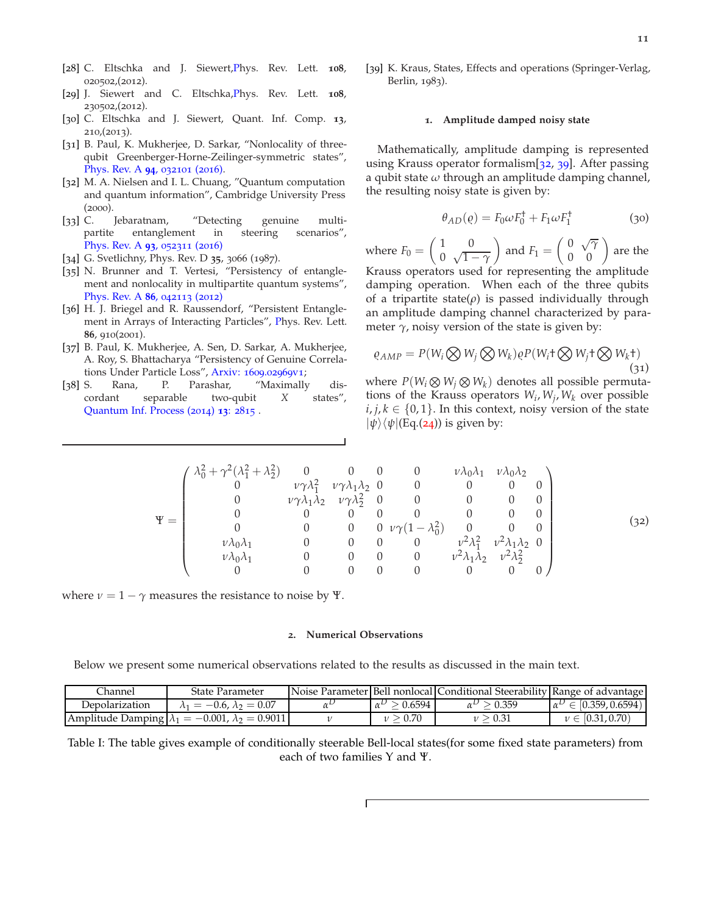[28] C. Eltschka and J. Siewert, Phys. Rev. Lett. **108**, 020502,(2012).

[29] J. Siewert and C. Eltschka, Phys. Rev. Lett. **108**, 230502,(2012).

[30] C. Eltschka and J. Siewert, Quant. Inf. Comp. **13**, 210,(2013).

[31] B. Paul, K. Mukherjee, D. Sarkar, "Nonlocality of three-qubit Greenberger-Horne-Zeilinger-symmetric states", Phys. Rev. A **94**, 032101 (2016).

[32] M. A. Nielsen and I. L. Chuang, "Quantum computation and quantum information", Cambridge University Press (2000).

[33] C. Jebaratnam, "Detecting genuine multipartite entanglement in steering scenarios", Phys. Rev. A **93**, 052311 (2016)

[34] G. Svetlichny, Phys. Rev. D **35**, 3066 (1987).

[35] N. Brunner and T. Vertesi, "Persistency of entanglement and nonlocality in multipartite quantum systems", Phys. Rev. A **86**, 042113 (2012)

[36] H. J. Briegel and R. Raussendorf, "Persistent Entanglement in Arrays of Interacting Particles", Phys. Rev. Lett. **86**, 910(2001).

[37] B. Paul, K. Mukherjee, A. Sen, D. Sarkar, A. Mukherjee, A. Roy, S. Bhattacharya "Persistency of Genuine Correlations Under Particle Loss", Arxiv: 1609.02969v1;

[38] S. Rana, P. Parashar, "Maximally discordant separable two-qubit $X$ states", Quantum Inf. Process (2014) **13**: 2815 .

[39] K. Kraus, States, Effects and operations (Springer-Verlag, Berlin, 1983).

### 1. Amplitude damped noisy state

Mathematically, amplitude damping is represented using Krauss operator formalism[32, 39]. After passing a qubit state $\omega$ through an amplitude damping channel, the resulting noisy state is given by:

$$\theta_{AD}(\varrho) = F_0 \omega F_0^{\dagger} + F_1 \omega F_1^{\dagger} \tag{30}$$

where $F_0 = \begin{pmatrix} 1 & 0 \\ 0 & \sqrt{1-\gamma} \end{pmatrix}$ and $F_1 = \begin{pmatrix} 0 & \sqrt{\gamma} \\ 0 & 0 \end{pmatrix}$ are the Krauss operators used for representing the amplitude damping operation. When each of the three qubits of a tripartite state($\rho$) is passed individually through an amplitude damping channel characterized by parameter $\gamma$, noisy version of the state is given by:

$$\varrho_{AMP} = P(W_i \bigotimes W_j \bigotimes W_k)\varrho P(W_i \dagger \bigotimes W_j \dagger \bigotimes W_k \dagger) \tag{31}$$

where $P(W_i \otimes W_j \otimes W_k)$ denotes all possible permutations of the Krauss operators $W_i, W_j, W_k$ over possible $i, j, k \in \{0, 1\}$. In this context, noisy version of the state $|\psi\rangle\langle\psi|$(Eq.(24)) is given by:

$$\Psi = \begin{pmatrix} \lambda_0^2 + \gamma^2(\lambda_1^2 + \lambda_2^2) & 0 & 0 & 0 & 0 & \nu\lambda_0\lambda_1 & \nu\lambda_0\lambda_2 & \\ 0 & \nu\gamma\lambda_1^2 & \nu\gamma\lambda_1\lambda_2 & 0 & 0 & 0 & 0 & 0 \\ 0 & \nu\gamma\lambda_1\lambda_2 & \nu\gamma\lambda_2^2 & 0 & 0 & 0 & 0 & 0 \\ 0 & 0 & 0 & 0 & 0 & 0 & 0 & 0 \\ 0 & 0 & 0 & 0 & \nu\gamma(1-\lambda_0^2) & 0 & 0 & 0 \\ \nu\lambda_0\lambda_1 & 0 & 0 & 0 & 0 & \nu^2\lambda_1^2 & \nu^2\lambda_1\lambda_2 & 0 \\ \nu\lambda_0\lambda_1 & 0 & 0 & 0 & 0 & \nu^2\lambda_1\lambda_2 & \nu^2\lambda_2^2 & \\ 0 & 0 & 0 & 0 & 0 & 0 & 0 & 0 \end{pmatrix} \tag{32}$$

where $\nu = 1 - \gamma$ measures the resistance to noise by $\Psi$.

### 2. Numerical Observations

Below we present some numerical observations related to the results as discussed in the main text.

| Channel | State Parameter | Noise Parameter | Bell nonlocal | Conditional Steerability | Range of advantage |
|---|---|---|---|---|---|
| Depolarization | $\lambda_1 = -0.6, \lambda_2 = 0.07$ | $\alpha^D$ | $\alpha^D \geq 0.6594$ | $\alpha^D \geq 0.359$ | $\alpha^D \in [0.359, 0.6594)$ |
| Amplitude Damping | $\lambda_1 = -0.001, \lambda_2 = 0.9011$ | $\nu$ | $\nu \geq 0.70$ | $\nu \geq 0.31$ | $\nu \in [0.31, 0.70)$ |

Table I: The table gives example of conditionally steerable Bell-local states(for some fixed state parameters) from each of two families Y and $\Psi$.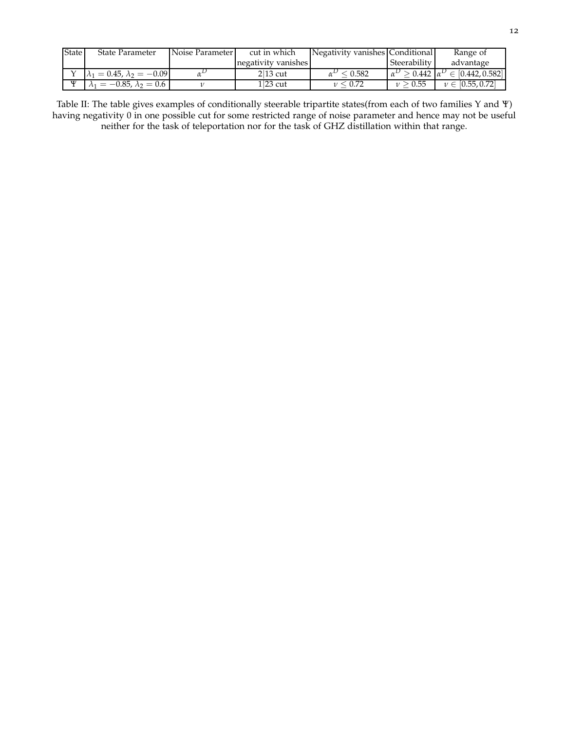| State | State Parameter | Noise Parameter | cut in which negativity vanishes | Negativity vanishes | Conditional Steerability | Range of advantage |
|---|---|---|---|---|---|---|
| $\Upsilon$ | $\lambda_1 = 0.45$, $\lambda_2 = -0.09$ | $\alpha^D$ | $2\|13$ cut | $\alpha^D \leq 0.582$ | $\alpha^D \geq 0.442$ | $\alpha^D \in [0.442, 0.582]$ |
| $\Psi$ | $\lambda_1 = -0.85$, $\lambda_2 = 0.6$ | $\nu$ | $1\|23$ cut | $\nu \leq 0.72$ | $\nu \geq 0.55$ | $\nu \in [0.55, 0.72]$ |

Table II: The table gives examples of conditionally steerable tripartite states(from each of two families $\Upsilon$ and $\Psi$) having negativity 0 in one possible cut for some restricted range of noise parameter and hence may not be useful neither for the task of teleportation nor for the task of GHZ distillation within that range.